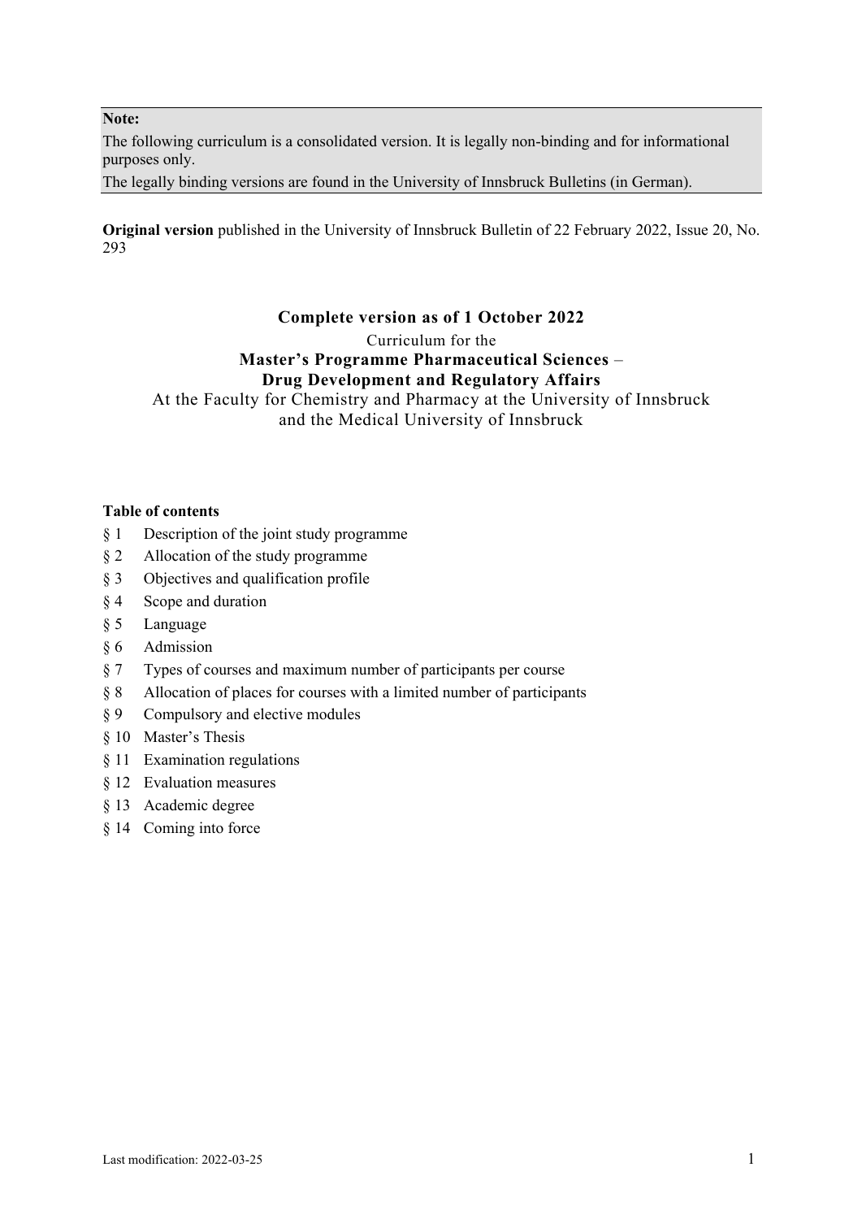**Note:**

The following curriculum is a consolidated version. It is legally non-binding and for informational purposes only.

The legally binding versions are found in the University of Innsbruck Bulletins (in German).

**Original version** published in the University of Innsbruck Bulletin of 22 February 2022, Issue 20, No. 293

**Complete version as of 1 October 2022**

Curriculum for the

# Master's Programme Pharmaceutical Sciences – Drug Development and Regulatory Affairs

At the Faculty for Chemistry and Pharmacy at the University of Innsbruck and the Medical University of Innsbruck

**Table of contents**

§ 1 Description of the joint study programme
§ 2 Allocation of the study programme
§ 3 Objectives and qualification profile
§ 4 Scope and duration
§ 5 Language
§ 6 Admission
§ 7 Types of courses and maximum number of participants per course
§ 8 Allocation of places for courses with a limited number of participants
§ 9 Compulsory and elective modules
§ 10 Master's Thesis
§ 11 Examination regulations
§ 12 Evaluation measures
§ 13 Academic degree
§ 14 Coming into force

Last modification: 2022-03-25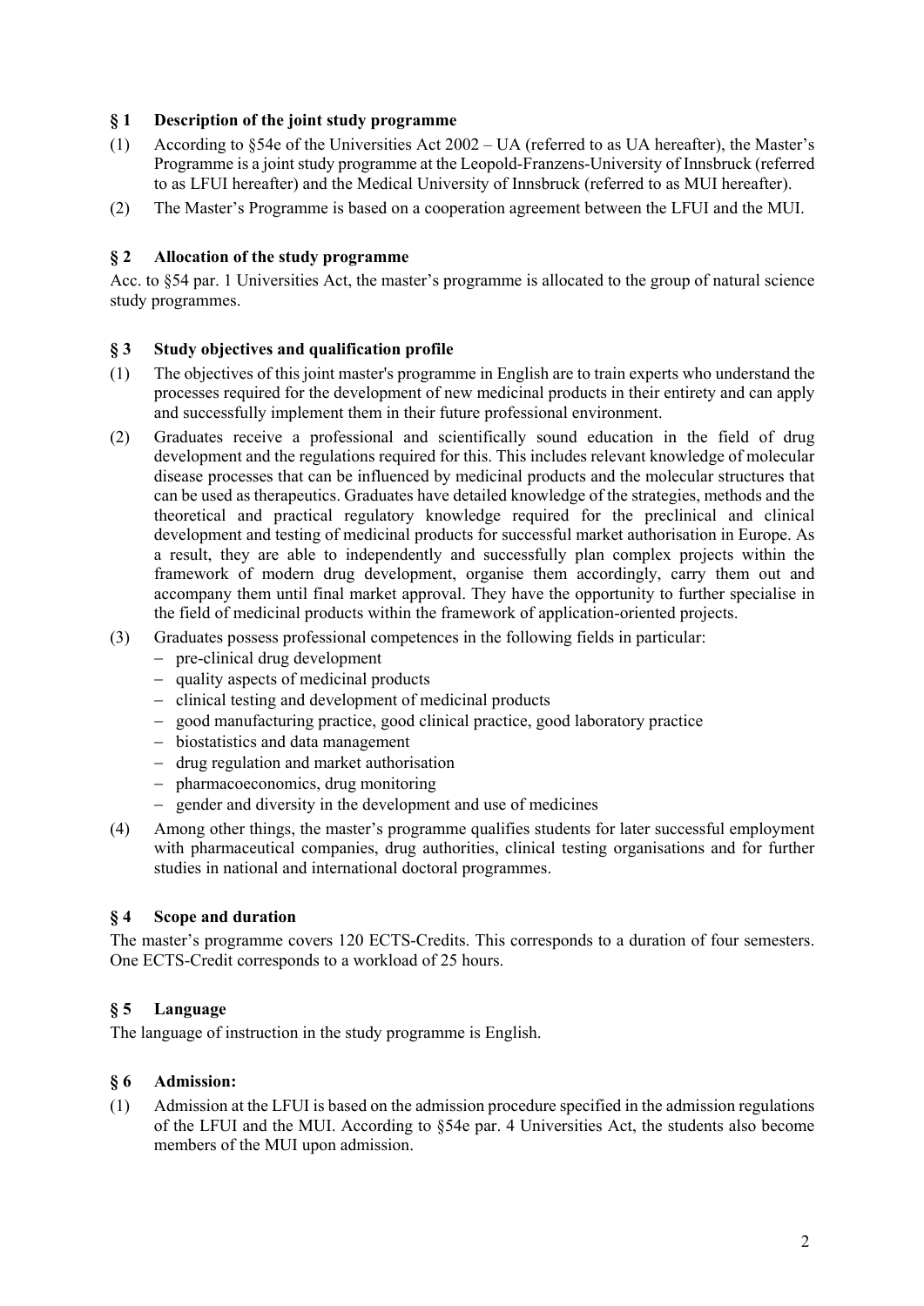## § 1 Description of the joint study programme

(1) According to §54e of the Universities Act 2002 – UA (referred to as UA hereafter), the Master's Programme is a joint study programme at the Leopold-Franzens-University of Innsbruck (referred to as LFUI hereafter) and the Medical University of Innsbruck (referred to as MUI hereafter).

(2) The Master's Programme is based on a cooperation agreement between the LFUI and the MUI.

## § 2 Allocation of the study programme

Acc. to §54 par. 1 Universities Act, the master's programme is allocated to the group of natural science study programmes.

## § 3 Study objectives and qualification profile

(1) The objectives of this joint master's programme in English are to train experts who understand the processes required for the development of new medicinal products in their entirety and can apply and successfully implement them in their future professional environment.

(2) Graduates receive a professional and scientifically sound education in the field of drug development and the regulations required for this. This includes relevant knowledge of molecular disease processes that can be influenced by medicinal products and the molecular structures that can be used as therapeutics. Graduates have detailed knowledge of the strategies, methods and the theoretical and practical regulatory knowledge required for the preclinical and clinical development and testing of medicinal products for successful market authorisation in Europe. As a result, they are able to independently and successfully plan complex projects within the framework of modern drug development, organise them accordingly, carry them out and accompany them until final market approval. They have the opportunity to further specialise in the field of medicinal products within the framework of application-oriented projects.

(3) Graduates possess professional competences in the following fields in particular:
- pre-clinical drug development
- quality aspects of medicinal products
- clinical testing and development of medicinal products
- good manufacturing practice, good clinical practice, good laboratory practice
- biostatistics and data management
- drug regulation and market authorisation
- pharmacoeconomics, drug monitoring
- gender and diversity in the development and use of medicines

(4) Among other things, the master's programme qualifies students for later successful employment with pharmaceutical companies, drug authorities, clinical testing organisations and for further studies in national and international doctoral programmes.

## § 4 Scope and duration

The master's programme covers 120 ECTS-Credits. This corresponds to a duration of four semesters. One ECTS-Credit corresponds to a workload of 25 hours.

## § 5 Language

The language of instruction in the study programme is English.

## § 6 Admission:

(1) Admission at the LFUI is based on the admission procedure specified in the admission regulations of the LFUI and the MUI. According to §54e par. 4 Universities Act, the students also become members of the MUI upon admission.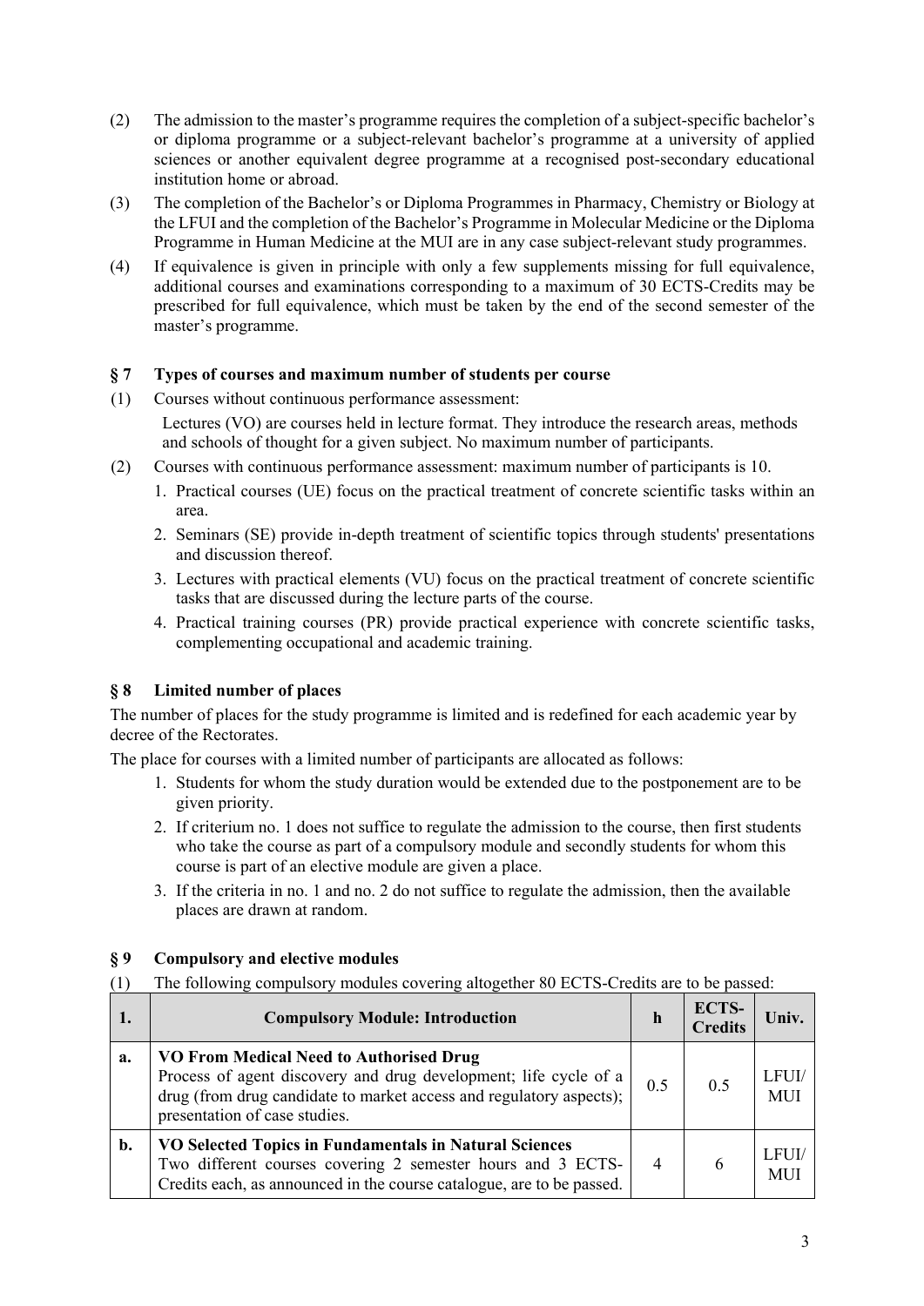(2) The admission to the master's programme requires the completion of a subject-specific bachelor's or diploma programme or a subject-relevant bachelor's programme at a university of applied sciences or another equivalent degree programme at a recognised post-secondary educational institution home or abroad.

(3) The completion of the Bachelor's or Diploma Programmes in Pharmacy, Chemistry or Biology at the LFUI and the completion of the Bachelor's Programme in Molecular Medicine or the Diploma Programme in Human Medicine at the MUI are in any case subject-relevant study programmes.

(4) If equivalence is given in principle with only a few supplements missing for full equivalence, additional courses and examinations corresponding to a maximum of 30 ECTS-Credits may be prescribed for full equivalence, which must be taken by the end of the second semester of the master's programme.

## § 7 Types of courses and maximum number of students per course

(1) Courses without continuous performance assessment:

Lectures (VO) are courses held in lecture format. They introduce the research areas, methods and schools of thought for a given subject. No maximum number of participants.

(2) Courses with continuous performance assessment: maximum number of participants is 10.

1. Practical courses (UE) focus on the practical treatment of concrete scientific tasks within an area.
2. Seminars (SE) provide in-depth treatment of scientific topics through students' presentations and discussion thereof.
3. Lectures with practical elements (VU) focus on the practical treatment of concrete scientific tasks that are discussed during the lecture parts of the course.
4. Practical training courses (PR) provide practical experience with concrete scientific tasks, complementing occupational and academic training.

## § 8 Limited number of places

The number of places for the study programme is limited and is redefined for each academic year by decree of the Rectorates.

The place for courses with a limited number of participants are allocated as follows:

1. Students for whom the study duration would be extended due to the postponement are to be given priority.
2. If criterium no. 1 does not suffice to regulate the admission to the course, then first students who take the course as part of a compulsory module and secondly students for whom this course is part of an elective module are given a place.
3. If the criteria in no. 1 and no. 2 do not suffice to regulate the admission, then the available places are drawn at random.

## § 9 Compulsory and elective modules

(1) The following compulsory modules covering altogether 80 ECTS-Credits are to be passed:

| 1. | Compulsory Module: Introduction | h | ECTS-Credits | Univ. |
|---|---|---|---|---|
| a. | **VO From Medical Need to Authorised Drug**<br>Process of agent discovery and drug development; life cycle of a drug (from drug candidate to market access and regulatory aspects); presentation of case studies. | 0.5 | 0.5 | LFUI/ MUI |
| b. | **VO Selected Topics in Fundamentals in Natural Sciences**<br>Two different courses covering 2 semester hours and 3 ECTS-Credits each, as announced in the course catalogue, are to be passed. | 4 | 6 | LFUI/ MUI |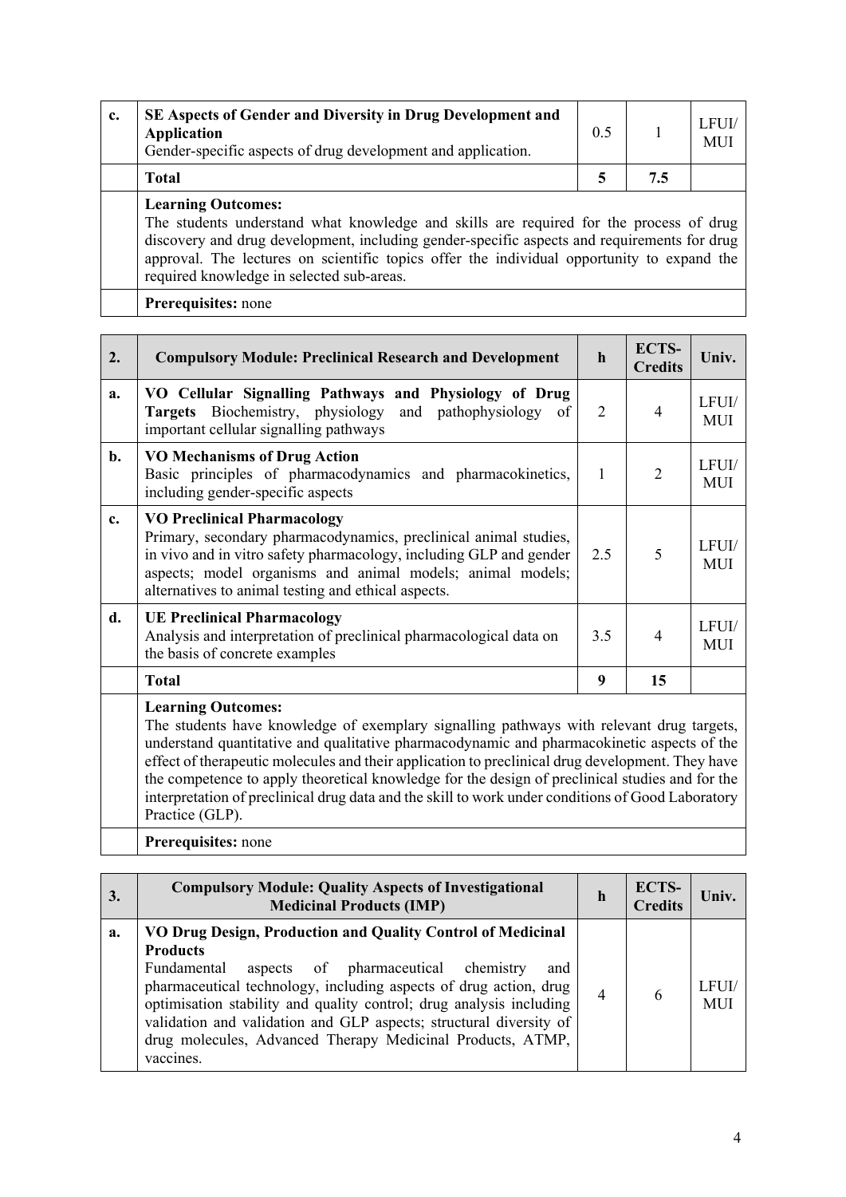| c. | **SE Aspects of Gender and Diversity in Drug Development and Application** Gender-specific aspects of drug development and application. | 0.5 | 1 | LFUI/ MUI |
|---|---|---|---|---|
| | **Total** | **5** | **7.5** | |
| | **Learning Outcomes:** The students understand what knowledge and skills are required for the process of drug discovery and drug development, including gender-specific aspects and requirements for drug approval. The lectures on scientific topics offer the individual opportunity to expand the required knowledge in selected sub-areas. | | | |
| | **Prerequisites:** none | | | |

| 2. | Compulsory Module: Preclinical Research and Development | h | ECTS-Credits | Univ. |
|---|---|---|---|---|
| a. | **VO Cellular Signalling Pathways and Physiology of Drug Targets** Biochemistry, physiology and pathophysiology of important cellular signalling pathways | 2 | 4 | LFUI/ MUI |
| b. | **VO Mechanisms of Drug Action** Basic principles of pharmacodynamics and pharmacokinetics, including gender-specific aspects | 1 | 2 | LFUI/ MUI |
| c. | **VO Preclinical Pharmacology** Primary, secondary pharmacodynamics, preclinical animal studies, in vivo and in vitro safety pharmacology, including GLP and gender aspects; model organisms and animal models; animal models; alternatives to animal testing and ethical aspects. | 2.5 | 5 | LFUI/ MUI |
| d. | **UE Preclinical Pharmacology** Analysis and interpretation of preclinical pharmacological data on the basis of concrete examples | 3.5 | 4 | LFUI/ MUI |
| | **Total** | **9** | **15** | |
| | **Learning Outcomes:** The students have knowledge of exemplary signalling pathways with relevant drug targets, understand quantitative and qualitative pharmacodynamic and pharmacokinetic aspects of the effect of therapeutic molecules and their application to preclinical drug development. They have the competence to apply theoretical knowledge for the design of preclinical studies and for the interpretation of preclinical drug data and the skill to work under conditions of Good Laboratory Practice (GLP). | | | |
| | **Prerequisites:** none | | | |

| 3. | Compulsory Module: Quality Aspects of Investigational Medicinal Products (IMP) | h | ECTS-Credits | Univ. |
|---|---|---|---|---|
| a. | **VO Drug Design, Production and Quality Control of Medicinal Products** Fundamental aspects of pharmaceutical chemistry and pharmaceutical technology, including aspects of drug action, drug optimisation stability and quality control; drug analysis including validation and validation and GLP aspects; structural diversity of drug molecules, Advanced Therapy Medicinal Products, ATMP, vaccines. | 4 | 6 | LFUI/ MUI |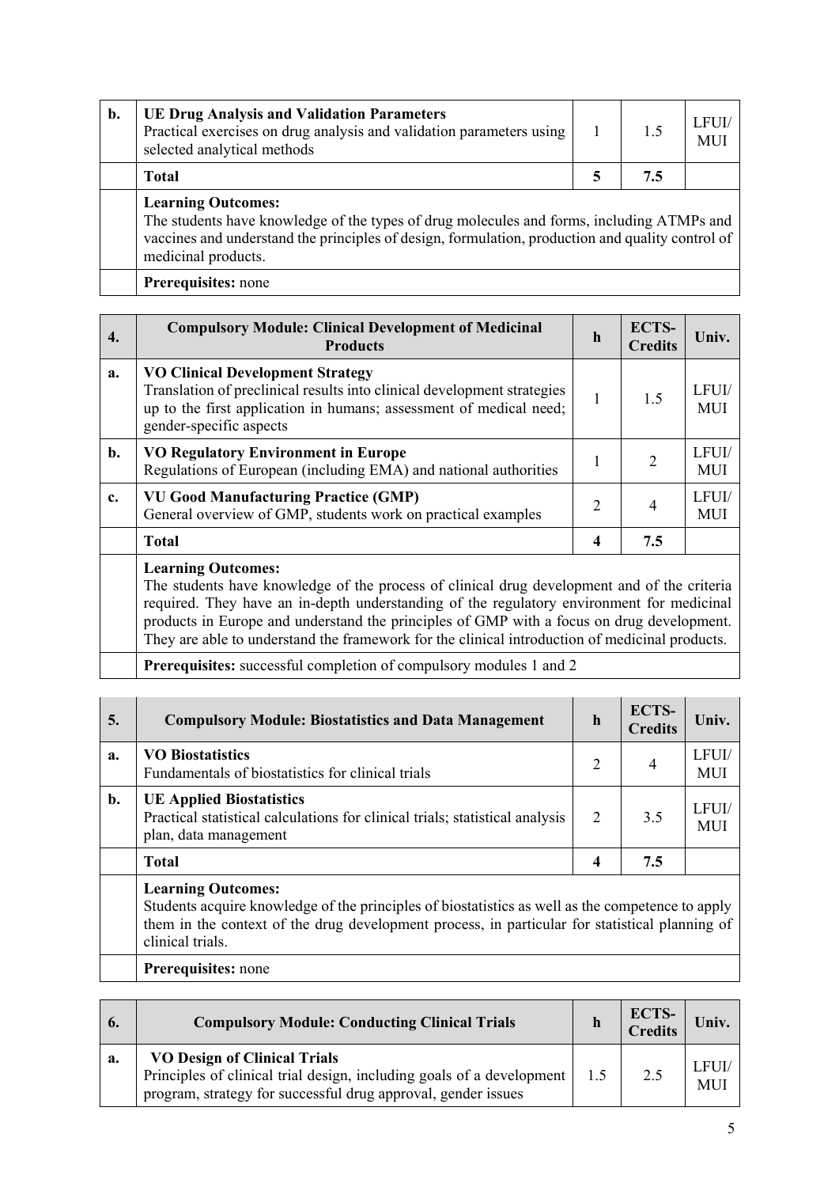| | | | | |
|---|---|---|---|---|
| **b.** | **UE Drug Analysis and Validation Parameters** Practical exercises on drug analysis and validation parameters using selected analytical methods | 1 | 1.5 | LFUI/ MUI |
| | **Total** | **5** | **7.5** | |
| | **Learning Outcomes:** The students have knowledge of the types of drug molecules and forms, including ATMPs and vaccines and understand the principles of design, formulation, production and quality control of medicinal products. | | | |
| | **Prerequisites:** none | | | |

| **4.** | **Compulsory Module: Clinical Development of Medicinal Products** | **h** | **ECTS-Credits** | **Univ.** |
|---|---|---|---|---|
| **a.** | **VO Clinical Development Strategy** Translation of preclinical results into clinical development strategies up to the first application in humans; assessment of medical need; gender-specific aspects | 1 | 1.5 | LFUI/ MUI |
| **b.** | **VO Regulatory Environment in Europe** Regulations of European (including EMA) and national authorities | 1 | 2 | LFUI/ MUI |
| **c.** | **VU Good Manufacturing Practice (GMP)** General overview of GMP, students work on practical examples | 2 | 4 | LFUI/ MUI |
| | **Total** | **4** | **7.5** | |
| | **Learning Outcomes:** The students have knowledge of the process of clinical drug development and of the criteria required. They have an in-depth understanding of the regulatory environment for medicinal products in Europe and understand the principles of GMP with a focus on drug development. They are able to understand the framework for the clinical introduction of medicinal products. | | | |
| | **Prerequisites:** successful completion of compulsory modules 1 and 2 | | | |

| **5.** | **Compulsory Module: Biostatistics and Data Management** | **h** | **ECTS-Credits** | **Univ.** |
|---|---|---|---|---|
| **a.** | **VO Biostatistics** Fundamentals of biostatistics for clinical trials | 2 | 4 | LFUI/ MUI |
| **b.** | **UE Applied Biostatistics** Practical statistical calculations for clinical trials; statistical analysis plan, data management | 2 | 3.5 | LFUI/ MUI |
| | **Total** | **4** | **7.5** | |
| | **Learning Outcomes:** Students acquire knowledge of the principles of biostatistics as well as the competence to apply them in the context of the drug development process, in particular for statistical planning of clinical trials. | | | |
| | **Prerequisites:** none | | | |

| **6.** | **Compulsory Module: Conducting Clinical Trials** | **h** | **ECTS-Credits** | **Univ.** |
|---|---|---|---|---|
| **a.** | **VO Design of Clinical Trials** Principles of clinical trial design, including goals of a development program, strategy for successful drug approval, gender issues | 1.5 | 2.5 | LFUI/ MUI |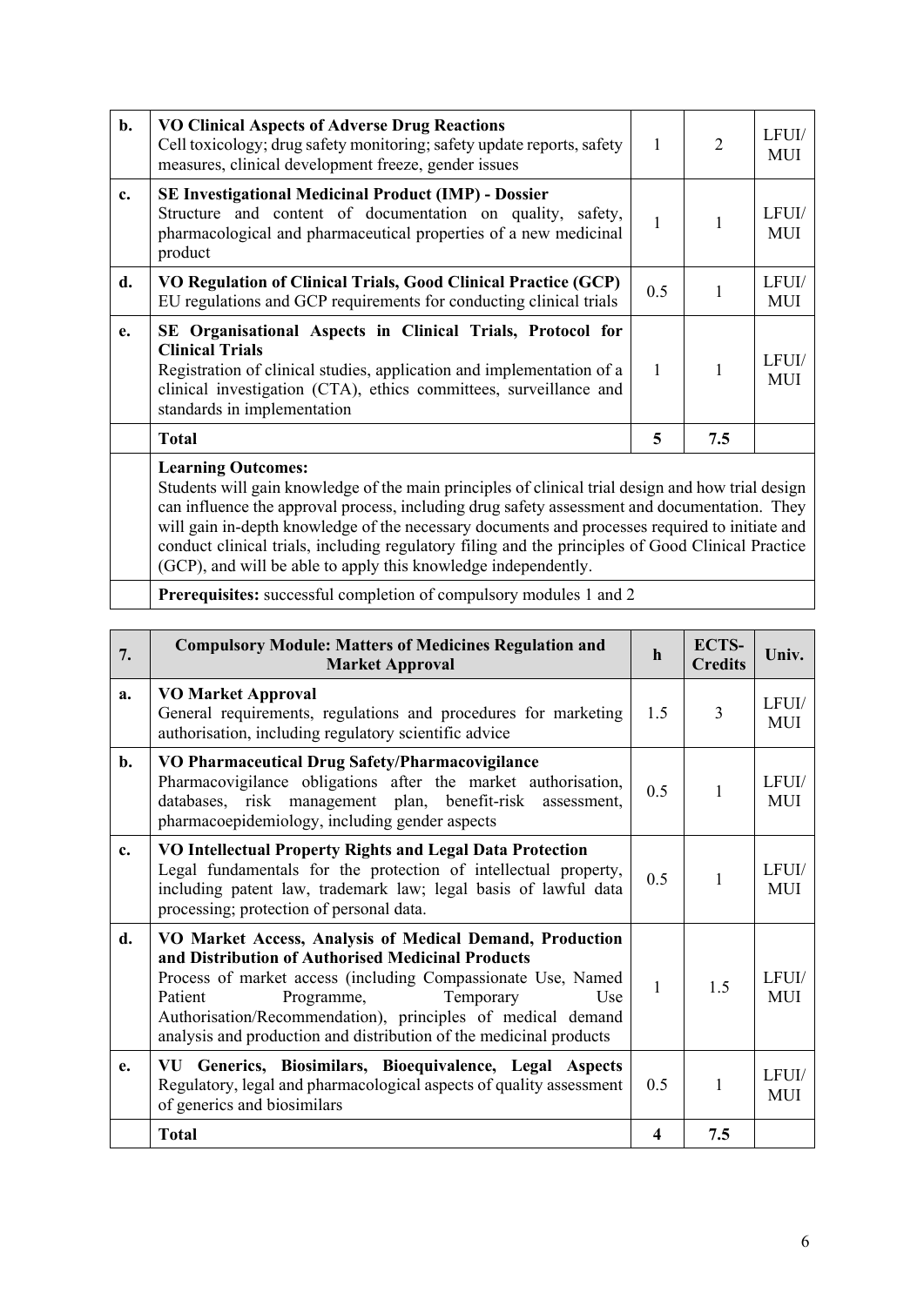| | | | | |
|---|---|---|---|---|
| **b.** | **VO Clinical Aspects of Adverse Drug Reactions**<br>Cell toxicology; drug safety monitoring; safety update reports, safety measures, clinical development freeze, gender issues | 1 | 2 | LFUI/ MUI |
| **c.** | **SE Investigational Medicinal Product (IMP) - Dossier**<br>Structure and content of documentation on quality, safety, pharmacological and pharmaceutical properties of a new medicinal product | 1 | 1 | LFUI/ MUI |
| **d.** | **VO Regulation of Clinical Trials, Good Clinical Practice (GCP)**<br>EU regulations and GCP requirements for conducting clinical trials | 0.5 | 1 | LFUI/ MUI |
| **e.** | **SE Organisational Aspects in Clinical Trials, Protocol for Clinical Trials**<br>Registration of clinical studies, application and implementation of a clinical investigation (CTA), ethics committees, surveillance and standards in implementation | 1 | 1 | LFUI/ MUI |
| | **Total** | **5** | **7.5** | |
| | **Learning Outcomes:**<br>Students will gain knowledge of the main principles of clinical trial design and how trial design can influence the approval process, including drug safety assessment and documentation. They will gain in-depth knowledge of the necessary documents and processes required to initiate and conduct clinical trials, including regulatory filing and the principles of Good Clinical Practice (GCP), and will be able to apply this knowledge independently. | | | |
| | **Prerequisites:** successful completion of compulsory modules 1 and 2 | | | |

| **7.** | **Compulsory Module: Matters of Medicines Regulation and Market Approval** | **h** | **ECTS-Credits** | **Univ.** |
|---|---|---|---|---|
| **a.** | **VO Market Approval**<br>General requirements, regulations and procedures for marketing authorisation, including regulatory scientific advice | 1.5 | 3 | LFUI/ MUI |
| **b.** | **VO Pharmaceutical Drug Safety/Pharmacovigilance**<br>Pharmacovigilance obligations after the market authorisation, databases, risk management plan, benefit-risk assessment, pharmacoepidemiology, including gender aspects | 0.5 | 1 | LFUI/ MUI |
| **c.** | **VO Intellectual Property Rights and Legal Data Protection**<br>Legal fundamentals for the protection of intellectual property, including patent law, trademark law; legal basis of lawful data processing; protection of personal data. | 0.5 | 1 | LFUI/ MUI |
| **d.** | **VO Market Access, Analysis of Medical Demand, Production and Distribution of Authorised Medicinal Products**<br>Process of market access (including Compassionate Use, Named Patient Programme, Temporary Use Authorisation/Recommendation), principles of medical demand analysis and production and distribution of the medicinal products | 1 | 1.5 | LFUI/ MUI |
| **e.** | **VU Generics, Biosimilars, Bioequivalence, Legal Aspects**<br>Regulatory, legal and pharmacological aspects of quality assessment of generics and biosimilars | 0.5 | 1 | LFUI/ MUI |
| | **Total** | **4** | **7.5** | |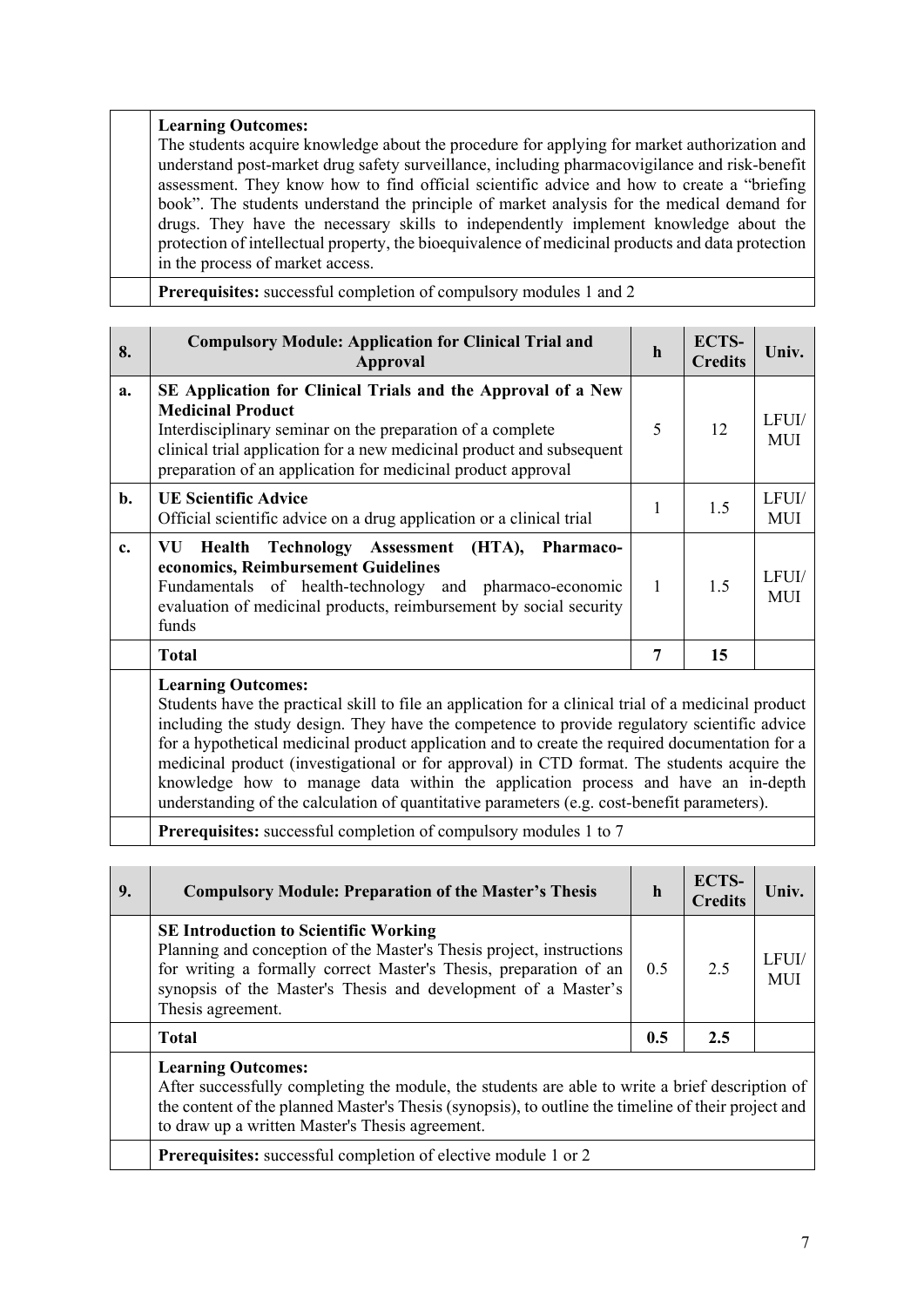| | **Learning Outcomes:**<br>The students acquire knowledge about the procedure for applying for market authorization and understand post-market drug safety surveillance, including pharmacovigilance and risk-benefit assessment. They know how to find official scientific advice and how to create a "briefing book". The students understand the principle of market analysis for the medical demand for drugs. They have the necessary skills to independently implement knowledge about the protection of intellectual property, the bioequivalence of medicinal products and data protection in the process of market access. |
|---|---|
| | **Prerequisites:** successful completion of compulsory modules 1 and 2 |

| 8. | Compulsory Module: Application for Clinical Trial and Approval | h | ECTS-Credits | Univ. |
|---|---|---|---|---|
| a. | **SE Application for Clinical Trials and the Approval of a New Medicinal Product**<br>Interdisciplinary seminar on the preparation of a complete clinical trial application for a new medicinal product and subsequent preparation of an application for medicinal product approval | 5 | 12 | LFUI/ MUI |
| b. | **UE Scientific Advice**<br>Official scientific advice on a drug application or a clinical trial | 1 | 1.5 | LFUI/ MUI |
| c. | **VU Health Technology Assessment (HTA), Pharmaco-economics, Reimbursement Guidelines**<br>Fundamentals of health-technology and pharmaco-economic evaluation of medicinal products, reimbursement by social security funds | 1 | 1.5 | LFUI/ MUI |
| | **Total** | **7** | **15** | |
| | **Learning Outcomes:**<br>Students have the practical skill to file an application for a clinical trial of a medicinal product including the study design. They have the competence to provide regulatory scientific advice for a hypothetical medicinal product application and to create the required documentation for a medicinal product (investigational or for approval) in CTD format. The students acquire the knowledge how to manage data within the application process and have an in-depth understanding of the calculation of quantitative parameters (e.g. cost-benefit parameters). | | | |
| | **Prerequisites:** successful completion of compulsory modules 1 to 7 | | | |

| 9. | Compulsory Module: Preparation of the Master's Thesis | h | ECTS-Credits | Univ. |
|---|---|---|---|---|
| | **SE Introduction to Scientific Working**<br>Planning and conception of the Master's Thesis project, instructions for writing a formally correct Master's Thesis, preparation of an synopsis of the Master's Thesis and development of a Master's Thesis agreement. | 0.5 | 2.5 | LFUI/ MUI |
| | **Total** | **0.5** | **2.5** | |
| | **Learning Outcomes:**<br>After successfully completing the module, the students are able to write a brief description of the content of the planned Master's Thesis (synopsis), to outline the timeline of their project and to draw up a written Master's Thesis agreement. | | | |
| | **Prerequisites:** successful completion of elective module 1 or 2 | | | |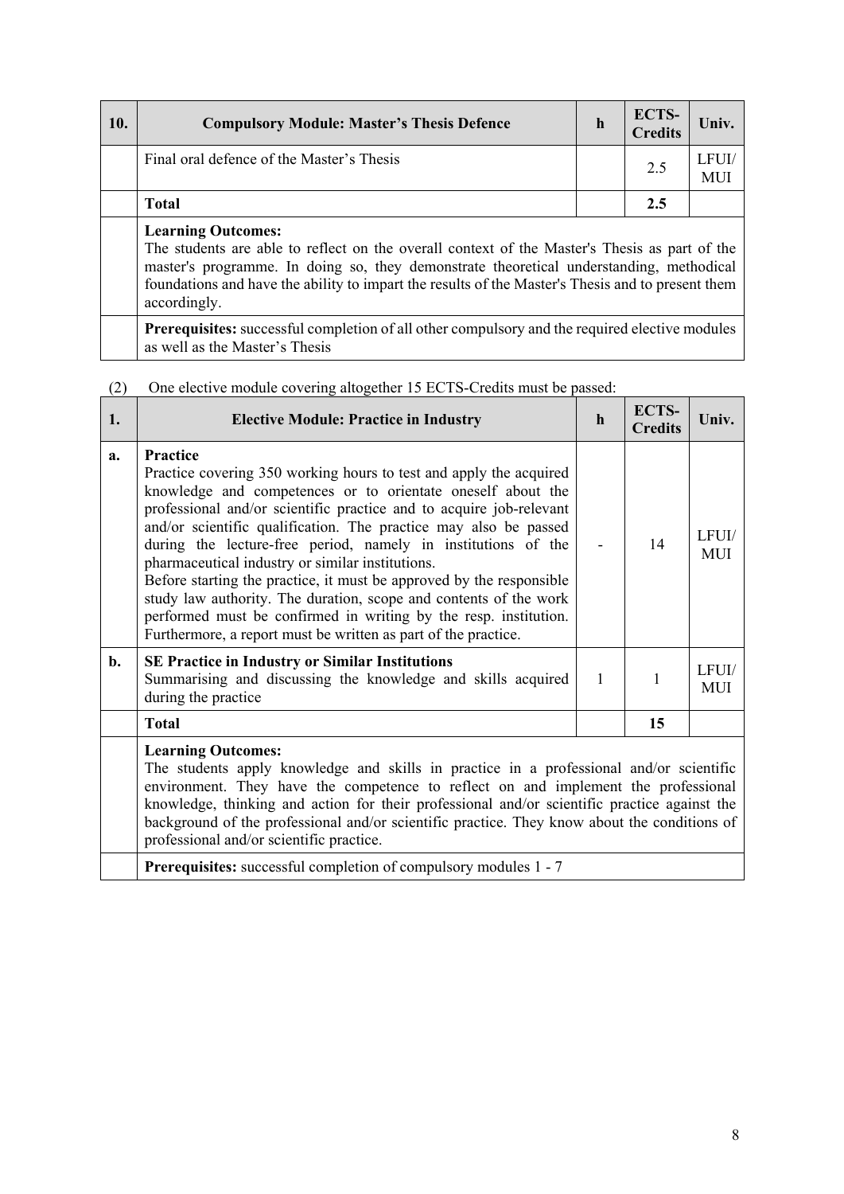| 10. | Compulsory Module: Master's Thesis Defence | h | ECTS-Credits | Univ. |
|---|---|---|---|---|
| | Final oral defence of the Master's Thesis | | 2.5 | LFUI/ MUI |
| | **Total** | | **2.5** | |
| | **Learning Outcomes:** The students are able to reflect on the overall context of the Master's Thesis as part of the master's programme. In doing so, they demonstrate theoretical understanding, methodical foundations and have the ability to impart the results of the Master's Thesis and to present them accordingly. | | | |
| | **Prerequisites:** successful completion of all other compulsory and the required elective modules as well as the Master's Thesis | | | |

(2) One elective module covering altogether 15 ECTS-Credits must be passed:

| 1. | Elective Module: Practice in Industry | h | ECTS-Credits | Univ. |
|---|---|---|---|---|
| a. | **Practice** Practice covering 350 working hours to test and apply the acquired knowledge and competences or to orientate oneself about the professional and/or scientific practice and to acquire job-relevant and/or scientific qualification. The practice may also be passed during the lecture-free period, namely in institutions of the pharmaceutical industry or similar institutions. Before starting the practice, it must be approved by the responsible study law authority. The duration, scope and contents of the work performed must be confirmed in writing by the resp. institution. Furthermore, a report must be written as part of the practice. | - | 14 | LFUI/ MUI |
| b. | **SE Practice in Industry or Similar Institutions** Summarising and discussing the knowledge and skills acquired during the practice | 1 | 1 | LFUI/ MUI |
| | **Total** | | **15** | |
| | **Learning Outcomes:** The students apply knowledge and skills in practice in a professional and/or scientific environment. They have the competence to reflect on and implement the professional knowledge, thinking and action for their professional and/or scientific practice against the background of the professional and/or scientific practice. They know about the conditions of professional and/or scientific practice. | | | |
| | **Prerequisites:** successful completion of compulsory modules 1 - 7 | | | |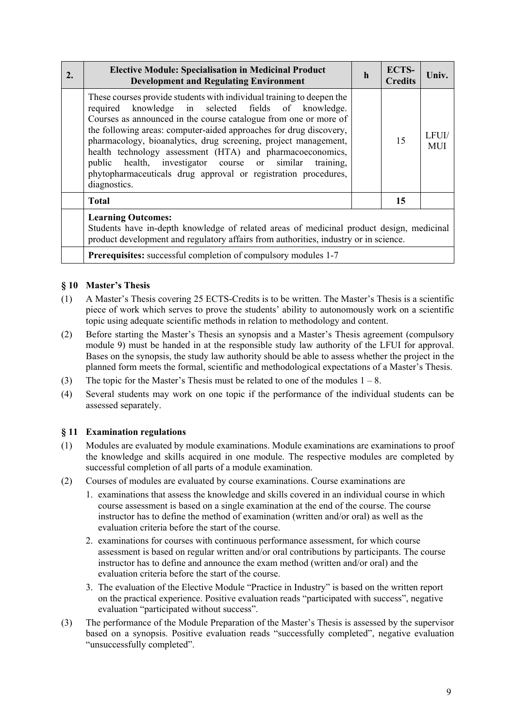| 2. | Elective Module: Specialisation in Medicinal Product Development and Regulating Environment | h | ECTS-Credits | Univ. |
|---|---|---|---|---|
| | These courses provide students with individual training to deepen the required knowledge in selected fields of knowledge. Courses as announced in the course catalogue from one or more of the following areas: computer-aided approaches for drug discovery, pharmacology, bioanalytics, drug screening, project management, health technology assessment (HTA) and pharmacoeconomics, public health, investigator course or similar training, phytopharmaceuticals drug approval or registration procedures, diagnostics. | | 15 | LFUI/ MUI |
| | **Total** | | **15** | |
| | **Learning Outcomes:** Students have in-depth knowledge of related areas of medicinal product design, medicinal product development and regulatory affairs from authorities, industry or in science. | | | |
| | **Prerequisites:** successful completion of compulsory modules 1-7 | | | |

## § 10 Master's Thesis

(1) A Master's Thesis covering 25 ECTS-Credits is to be written. The Master's Thesis is a scientific piece of work which serves to prove the students' ability to autonomously work on a scientific topic using adequate scientific methods in relation to methodology and content.

(2) Before starting the Master's Thesis an synopsis and a Master's Thesis agreement (compulsory module 9) must be handed in at the responsible study law authority of the LFUI for approval. Bases on the synopsis, the study law authority should be able to assess whether the project in the planned form meets the formal, scientific and methodological expectations of a Master's Thesis.

(3) The topic for the Master's Thesis must be related to one of the modules 1 – 8.

(4) Several students may work on one topic if the performance of the individual students can be assessed separately.

## § 11 Examination regulations

(1) Modules are evaluated by module examinations. Module examinations are examinations to proof the knowledge and skills acquired in one module. The respective modules are completed by successful completion of all parts of a module examination.

(2) Courses of modules are evaluated by course examinations. Course examinations are

1. examinations that assess the knowledge and skills covered in an individual course in which course assessment is based on a single examination at the end of the course. The course instructor has to define the method of examination (written and/or oral) as well as the evaluation criteria before the start of the course.
2. examinations for courses with continuous performance assessment, for which course assessment is based on regular written and/or oral contributions by participants. The course instructor has to define and announce the exam method (written and/or oral) and the evaluation criteria before the start of the course.
3. The evaluation of the Elective Module "Practice in Industry" is based on the written report on the practical experience. Positive evaluation reads "participated with success", negative evaluation "participated without success".

(3) The performance of the Module Preparation of the Master's Thesis is assessed by the supervisor based on a synopsis. Positive evaluation reads "successfully completed", negative evaluation "unsuccessfully completed".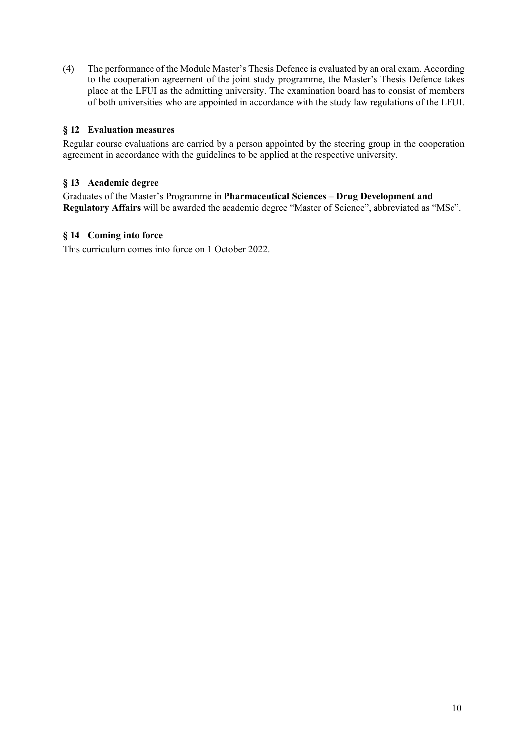(4) The performance of the Module Master's Thesis Defence is evaluated by an oral exam. According to the cooperation agreement of the joint study programme, the Master's Thesis Defence takes place at the LFUI as the admitting university. The examination board has to consist of members of both universities who are appointed in accordance with the study law regulations of the LFUI.

## § 12 Evaluation measures

Regular course evaluations are carried by a person appointed by the steering group in the cooperation agreement in accordance with the guidelines to be applied at the respective university.

## § 13 Academic degree

Graduates of the Master's Programme in **Pharmaceutical Sciences – Drug Development and Regulatory Affairs** will be awarded the academic degree "Master of Science", abbreviated as "MSc".

## § 14 Coming into force

This curriculum comes into force on 1 October 2022.